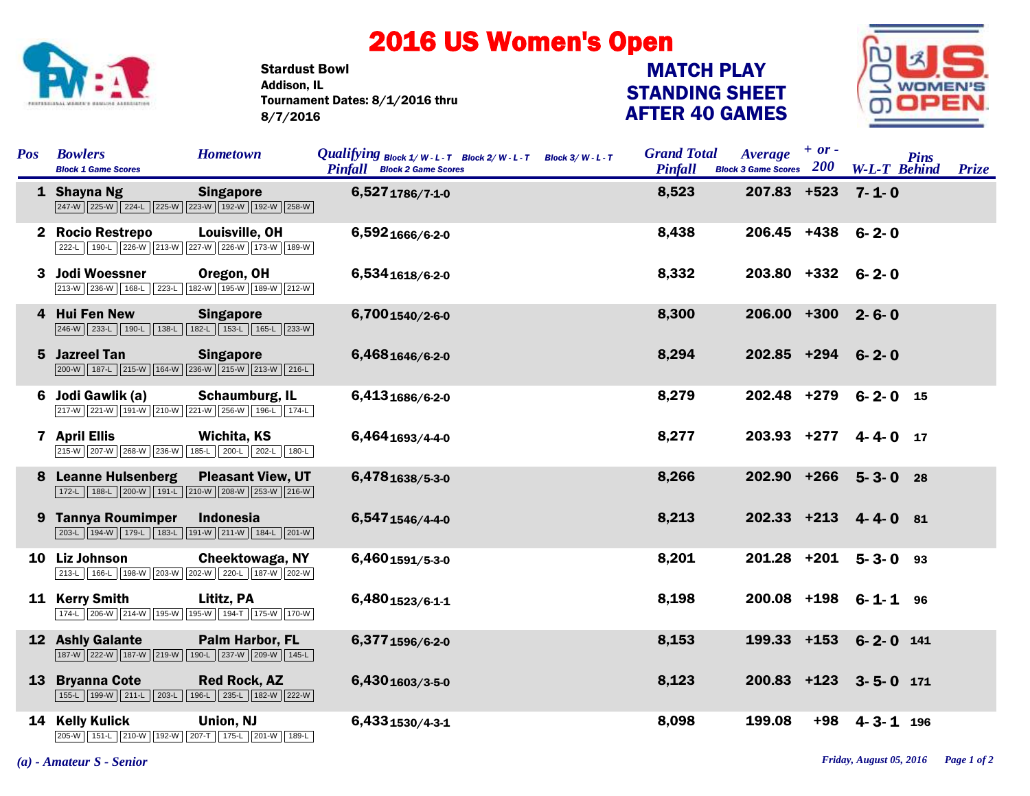# 2016 US Women's Open

Stardust Bowl
Addison, IL
Tournament Dates: 8/1/2016 thru 8/7/2016

## MATCH PLAY STANDING SHEET AFTER 40 GAMES

| Pos | Bowlers / Block 1 Game Scores | Hometown | Qualifying Pinfall | Block 1/ W - L - T | Block 2/ W - L - T | Block 3/ W - L - T | Grand Total Pinfall | Average | + or - 200 | W-L-T | Pins Behind | Prize |
|---|---|---|---|---|---|---|---|---|---|---|---|---|
| 1 | Shayna Ng<br>247-W 225-W 224-L 225-W 223-W 192-W 192-W 258-W | Singapore | 6,527 | 1786/7-1-0 | | | 8,523 | 207.83 | +523 | 7- 1- 0 | | |
| 2 | Rocio Restrepo<br>222-L 190-L 226-W 213-W 227-W 226-W 173-W 189-W | Louisville, OH | 6,592 | 1666/6-2-0 | | | 8,438 | 206.45 | +438 | 6- 2- 0 | | |
| 3 | Jodi Woessner<br>213-W 236-W 168-L 223-L 182-W 195-W 189-W 212-W | Oregon, OH | 6,534 | 1618/6-2-0 | | | 8,332 | 203.80 | +332 | 6- 2- 0 | | |
| 4 | Hui Fen New<br>246-W 233-L 190-L 138-L 182-L 153-L 165-L 233-W | Singapore | 6,700 | 1540/2-6-0 | | | 8,300 | 206.00 | +300 | 2- 6- 0 | | |
| 5 | Jazreel Tan<br>200-W 187-L 215-W 164-W 236-W 215-W 213-W 216-L | Singapore | 6,468 | 1646/6-2-0 | | | 8,294 | 202.85 | +294 | 6- 2- 0 | | |
| 6 | Jodi Gawlik (a)<br>217-W 221-W 191-W 210-W 221-W 256-W 196-L 174-L | Schaumburg, IL | 6,413 | 1686/6-2-0 | | | 8,279 | 202.48 | +279 | 6- 2- 0 | 15 | |
| 7 | April Ellis<br>215-W 207-W 268-W 236-W 185-L 200-L 202-L 180-L | Wichita, KS | 6,464 | 1693/4-4-0 | | | 8,277 | 203.93 | +277 | 4- 4- 0 | 17 | |
| 8 | Leanne Hulsenberg<br>172-L 188-L 200-W 191-L 210-W 208-W 253-W 216-W | Pleasant View, UT | 6,478 | 1638/5-3-0 | | | 8,266 | 202.90 | +266 | 5- 3- 0 | 28 | |
| 9 | Tannya Roumimper<br>203-L 194-W 179-L 183-L 191-W 211-W 184-L 201-W | Indonesia | 6,547 | 1546/4-4-0 | | | 8,213 | 202.33 | +213 | 4- 4- 0 | 81 | |
| 10 | Liz Johnson<br>213-L 166-L 198-W 203-W 202-W 220-L 187-W 202-W | Cheektowaga, NY | 6,460 | 1591/5-3-0 | | | 8,201 | 201.28 | +201 | 5- 3- 0 | 93 | |
| 11 | Kerry Smith<br>174-L 206-W 214-W 195-W 195-W 194-T 175-W 170-W | Lititz, PA | 6,480 | 1523/6-1-1 | | | 8,198 | 200.08 | +198 | 6- 1- 1 | 96 | |
| 12 | Ashly Galante<br>187-W 222-W 187-W 219-W 190-L 237-W 209-W 145-L | Palm Harbor, FL | 6,377 | 1596/6-2-0 | | | 8,153 | 199.33 | +153 | 6- 2- 0 | 141 | |
| 13 | Bryanna Cote<br>155-L 199-W 211-L 203-L 196-L 235-L 182-W 222-W | Red Rock, AZ | 6,430 | 1603/3-5-0 | | | 8,123 | 200.83 | +123 | 3- 5- 0 | 171 | |
| 14 | Kelly Kulick<br>205-W 151-L 210-W 192-W 207-T 175-L 201-W 189-L | Union, NJ | 6,433 | 1530/4-3-1 | | | 8,098 | 199.08 | +98 | 4- 3- 1 | 196 | |

*(a) - Amateur S - Senior*

*Friday, August 05, 2016*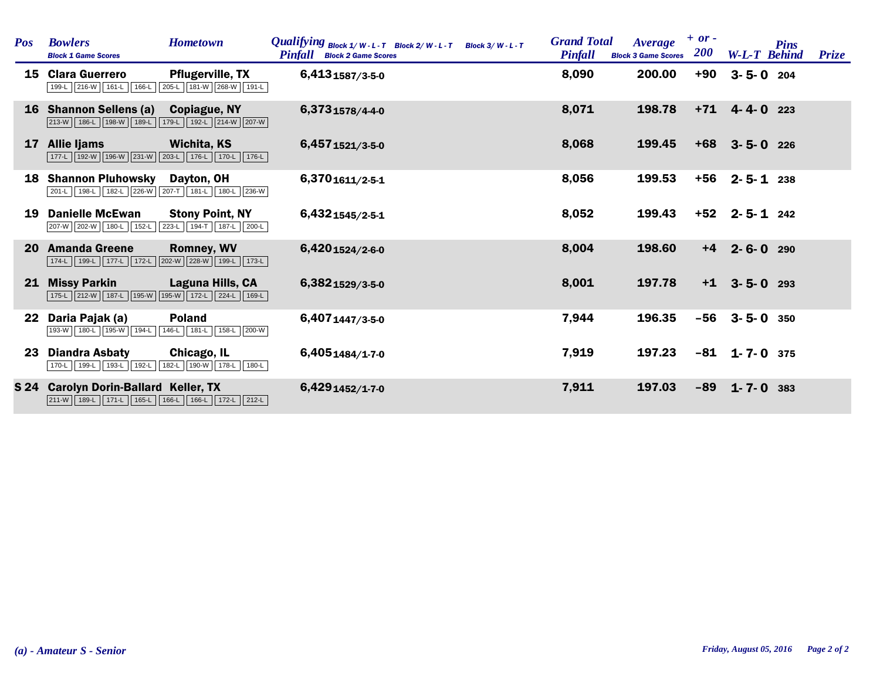| Pos | Bowlers / Block 1 Game Scores | Hometown | Qualifying Pinfall | Block 1/ W-L-T | Block 2/ W-L-T | Block 3/ W-L-T | Grand Total Pinfall | Average | + or - 200 | W-L-T | Pins Behind | Prize |
|---|---|---|---|---|---|---|---|---|---|---|---|---|
| 15 | Clara Guerrero<br>199-L 216-W 161-L 166-L 205-L 181-W 268-W 191-L | Pflugerville, TX | 6,413 | 1587/3-5-0 | | | 8,090 | 200.00 | +90 | 3-5-0 | 204 | |
| 16 | Shannon Sellens (a)<br>213-W 186-L 198-W 189-L 179-L 192-L 214-W 207-W | Copiague, NY | 6,373 | 1578/4-4-0 | | | 8,071 | 198.78 | +71 | 4-4-0 | 223 | |
| 17 | Allie Ijams<br>177-L 192-W 196-W 231-W 203-L 176-L 170-L 176-L | Wichita, KS | 6,457 | 1521/3-5-0 | | | 8,068 | 199.45 | +68 | 3-5-0 | 226 | |
| 18 | Shannon Pluhowsky<br>201-L 198-L 182-L 226-W 207-T 181-L 180-L 236-W | Dayton, OH | 6,370 | 1611/2-5-1 | | | 8,056 | 199.53 | +56 | 2-5-1 | 238 | |
| 19 | Danielle McEwan<br>207-W 202-W 180-L 152-L 223-L 194-T 187-L 200-L | Stony Point, NY | 6,432 | 1545/2-5-1 | | | 8,052 | 199.43 | +52 | 2-5-1 | 242 | |
| 20 | Amanda Greene<br>174-L 199-L 177-L 172-L 202-W 228-W 199-L 173-L | Romney, WV | 6,420 | 1524/2-6-0 | | | 8,004 | 198.60 | +4 | 2-6-0 | 290 | |
| 21 | Missy Parkin<br>175-L 212-W 187-L 195-W 195-W 172-L 224-L 169-L | Laguna Hills, CA | 6,382 | 1529/3-5-0 | | | 8,001 | 197.78 | +1 | 3-5-0 | 293 | |
| 22 | Daria Pajak (a)<br>193-W 180-L 195-W 194-L 146-L 181-L 158-L 200-W | Poland | 6,407 | 1447/3-5-0 | | | 7,944 | 196.35 | -56 | 3-5-0 | 350 | |
| 23 | Diandra Asbaty<br>170-L 199-L 193-L 192-L 182-L 190-W 178-L 180-L | Chicago, IL | 6,405 | 1484/1-7-0 | | | 7,919 | 197.23 | -81 | 1-7-0 | 375 | |
| S 24 | Carolyn Dorin-Ballard<br>211-W 189-L 171-L 165-L 166-L 166-L 172-L 212-L | Keller, TX | 6,429 | 1452/1-7-0 | | | 7,911 | 197.03 | -89 | 1-7-0 | 383 | |

*(a) - Amateur S - Senior*

*Friday, August 05, 2016*